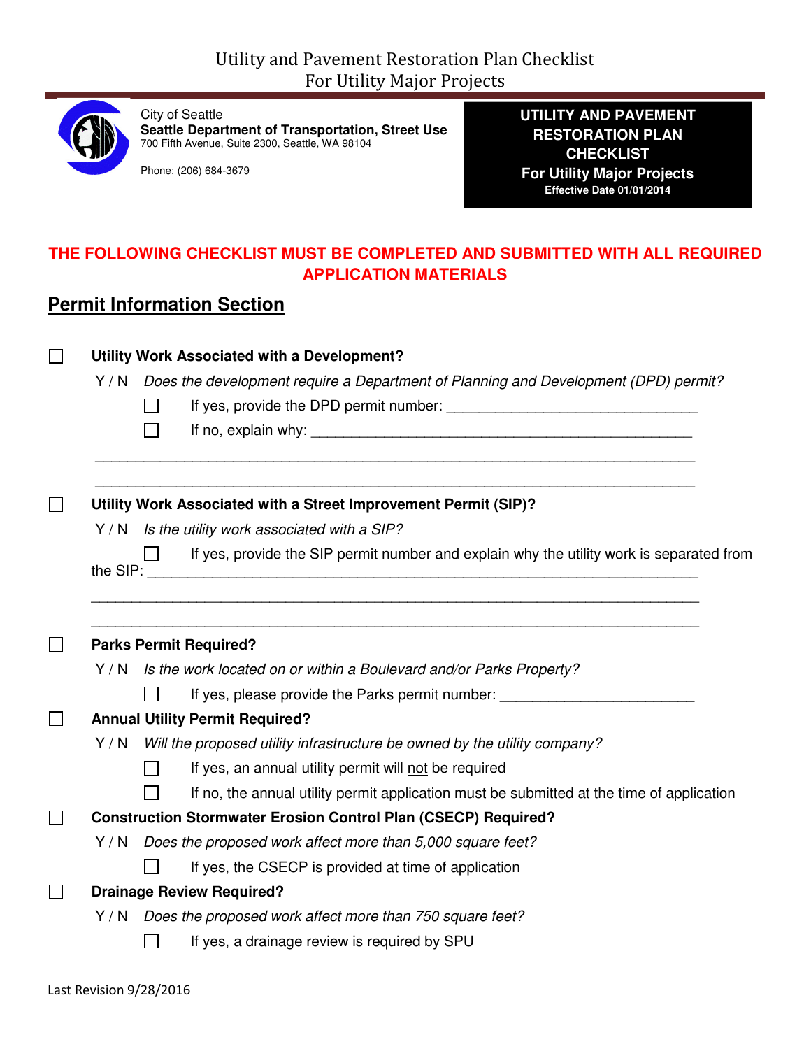# Utility and Pavement Restoration Plan Checklist
# For Utility Major Projects

City of Seattle
**Seattle Department of Transportation, Street Use**
700 Fifth Avenue, Suite 2300, Seattle, WA 98104

Phone: (206) 684-3679

**UTILITY AND PAVEMENT RESTORATION PLAN CHECKLIST**
**For Utility Major Projects**
**Effective Date 01/01/2014**

**THE FOLLOWING CHECKLIST MUST BE COMPLETED AND SUBMITTED WITH ALL REQUIRED APPLICATION MATERIALS**

## Permit Information Section

☐ **Utility Work Associated with a Development?**

Y / N *Does the development require a Department of Planning and Development (DPD) permit?*

- ☐ If yes, provide the DPD permit number: ________________________________
- ☐ If no, explain why: ________________________________________________

____________________________________________________________________________

____________________________________________________________________________

☐ **Utility Work Associated with a Street Improvement Permit (SIP)?**

Y / N *Is the utility work associated with a SIP?*

- ☐ If yes, provide the SIP permit number and explain why the utility work is separated from the SIP: ____________________________________________________________________

____________________________________________________________________________

____________________________________________________________________________

☐ **Parks Permit Required?**

Y / N *Is the work located on or within a Boulevard and/or Parks Property?*

- ☐ If yes, please provide the Parks permit number: ________________________

☐ **Annual Utility Permit Required?**

Y / N *Will the proposed utility infrastructure be owned by the utility company?*

- ☐ If yes, an annual utility permit will <u>not</u> be required
- ☐ If no, the annual utility permit application must be submitted at the time of application

☐ **Construction Stormwater Erosion Control Plan (CSECP) Required?**

Y / N *Does the proposed work affect more than 5,000 square feet?*

- ☐ If yes, the CSECP is provided at time of application

☐ **Drainage Review Required?**

Y / N *Does the proposed work affect more than 750 square feet?*

- ☐ If yes, a drainage review is required by SPU

Last Revision 9/28/2016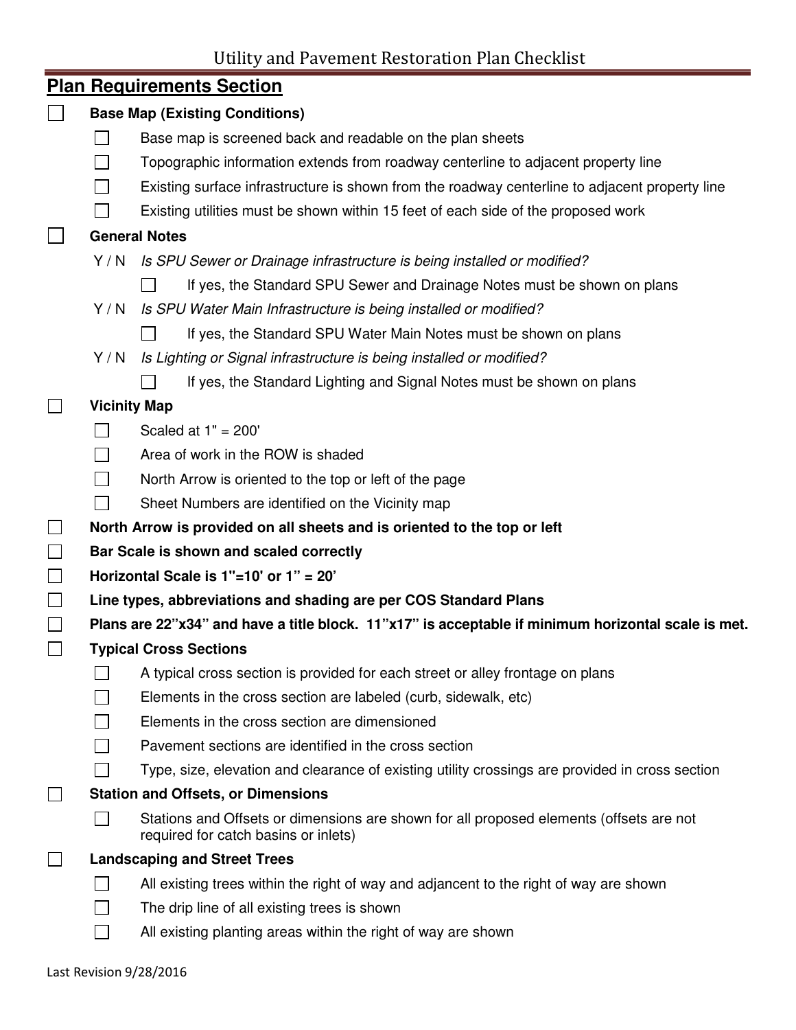Utility and Pavement Restoration Plan Checklist

## Plan Requirements Section

- [ ] **Base Map (Existing Conditions)**
  - [ ] Base map is screened back and readable on the plan sheets
  - [ ] Topographic information extends from roadway centerline to adjacent property line
  - [ ] Existing surface infrastructure is shown from the roadway centerline to adjacent property line
  - [ ] Existing utilities must be shown within 15 feet of each side of the proposed work
- [ ] **General Notes**
  - Y / N *Is SPU Sewer or Drainage infrastructure is being installed or modified?*
    - [ ] If yes, the Standard SPU Sewer and Drainage Notes must be shown on plans
  - Y / N *Is SPU Water Main Infrastructure is being installed or modified?*
    - [ ] If yes, the Standard SPU Water Main Notes must be shown on plans
  - Y / N *Is Lighting or Signal infrastructure is being installed or modified?*
    - [ ] If yes, the Standard Lighting and Signal Notes must be shown on plans
- [ ] **Vicinity Map**
  - [ ] Scaled at 1" = 200'
  - [ ] Area of work in the ROW is shaded
  - [ ] North Arrow is oriented to the top or left of the page
  - [ ] Sheet Numbers are identified on the Vicinity map
- [ ] **North Arrow is provided on all sheets and is oriented to the top or left**
- [ ] **Bar Scale is shown and scaled correctly**
- [ ] **Horizontal Scale is 1"=10' or 1" = 20'**
- [ ] **Line types, abbreviations and shading are per COS Standard Plans**
- [ ] **Plans are 22"x34" and have a title block. 11"x17" is acceptable if minimum horizontal scale is met.**
- [ ] **Typical Cross Sections**
  - [ ] A typical cross section is provided for each street or alley frontage on plans
  - [ ] Elements in the cross section are labeled (curb, sidewalk, etc)
  - [ ] Elements in the cross section are dimensioned
  - [ ] Pavement sections are identified in the cross section
  - [ ] Type, size, elevation and clearance of existing utility crossings are provided in cross section
- [ ] **Station and Offsets, or Dimensions**
  - [ ] Stations and Offsets or dimensions are shown for all proposed elements (offsets are not required for catch basins or inlets)
- [ ] **Landscaping and Street Trees**
  - [ ] All existing trees within the right of way and adjancent to the right of way are shown
  - [ ] The drip line of all existing trees is shown
  - [ ] All existing planting areas within the right of way are shown

Last Revision 9/28/2016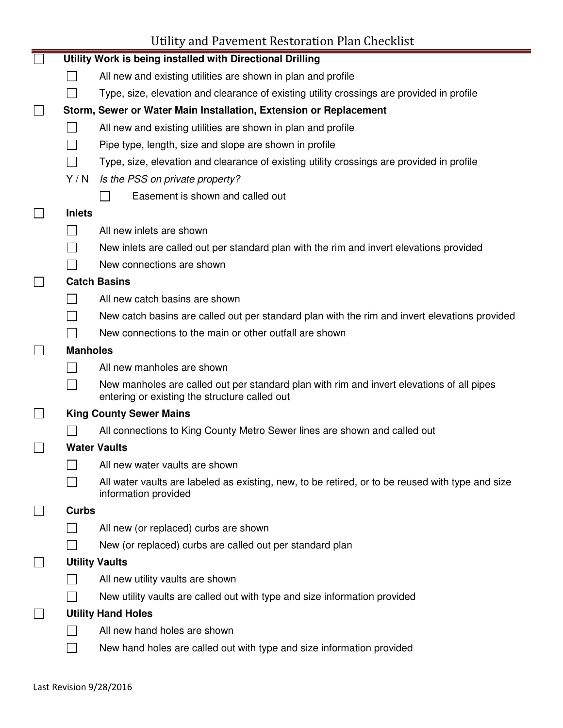# Utility and Pavement Restoration Plan Checklist

- [ ] **Utility Work is being installed with Directional Drilling**
  - [ ] All new and existing utilities are shown in plan and profile
  - [ ] Type, size, elevation and clearance of existing utility crossings are provided in profile
- [ ] **Storm, Sewer or Water Main Installation, Extension or Replacement**
  - [ ] All new and existing utilities are shown in plan and profile
  - [ ] Pipe type, length, size and slope are shown in profile
  - [ ] Type, size, elevation and clearance of existing utility crossings are provided in profile
  - Y / N *Is the PSS on private property?*
    - [ ] Easement is shown and called out
- [ ] **Inlets**
  - [ ] All new inlets are shown
  - [ ] New inlets are called out per standard plan with the rim and invert elevations provided
  - [ ] New connections are shown
- [ ] **Catch Basins**
  - [ ] All new catch basins are shown
  - [ ] New catch basins are called out per standard plan with the rim and invert elevations provided
  - [ ] New connections to the main or other outfall are shown
- [ ] **Manholes**
  - [ ] All new manholes are shown
  - [ ] New manholes are called out per standard plan with rim and invert elevations of all pipes entering or existing the structure called out
- [ ] **King County Sewer Mains**
  - [ ] All connections to King County Metro Sewer lines are shown and called out
- [ ] **Water Vaults**
  - [ ] All new water vaults are shown
  - [ ] All water vaults are labeled as existing, new, to be retired, or to be reused with type and size information provided
- [ ] **Curbs**
  - [ ] All new (or replaced) curbs are shown
  - [ ] New (or replaced) curbs are called out per standard plan
- [ ] **Utility Vaults**
  - [ ] All new utility vaults are shown
  - [ ] New utility vaults are called out with type and size information provided
- [ ] **Utility Hand Holes**
  - [ ] All new hand holes are shown
  - [ ] New hand holes are called out with type and size information provided

Last Revision 9/28/2016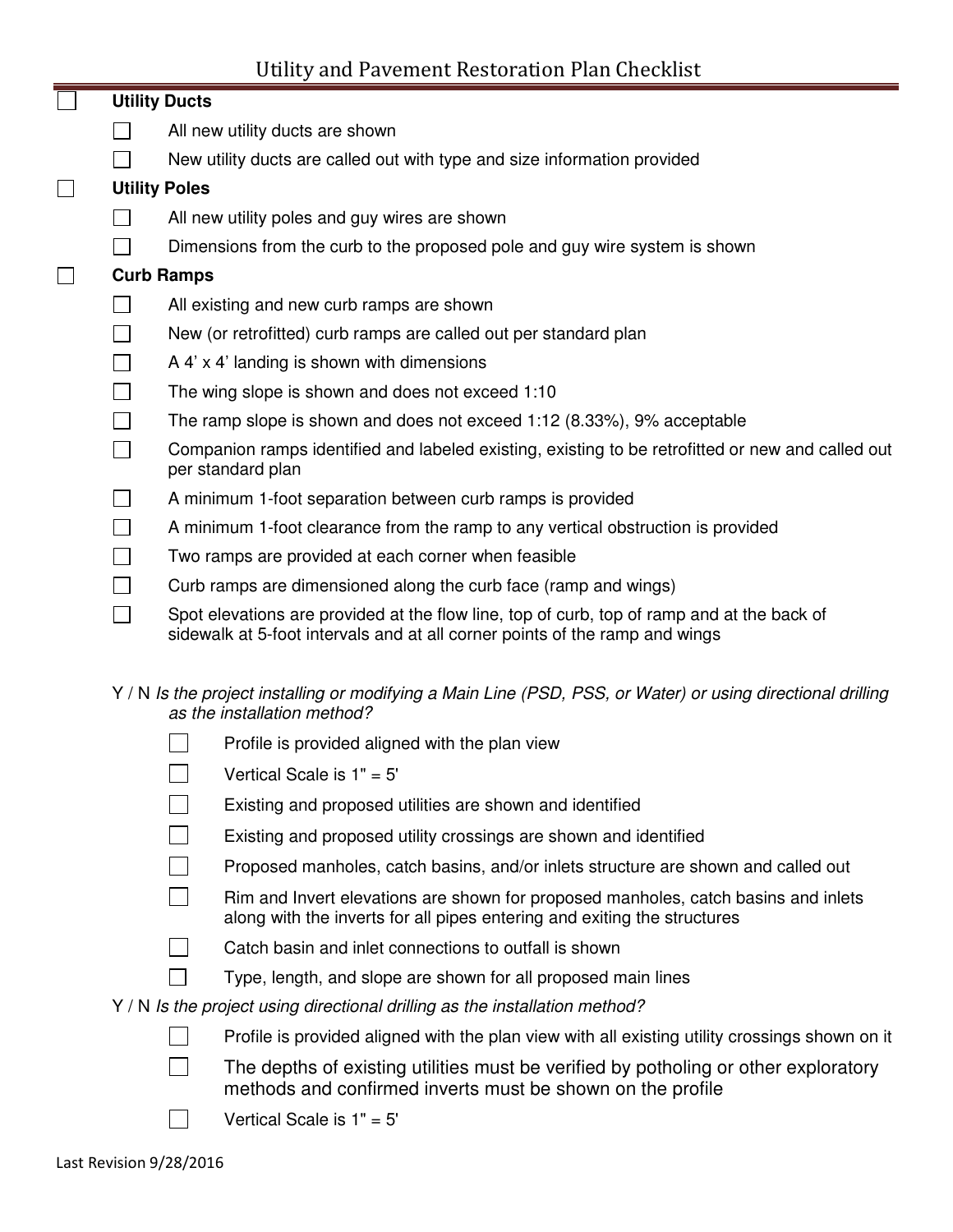# Utility and Pavement Restoration Plan Checklist

- [ ] **Utility Ducts**
  - [ ] All new utility ducts are shown
  - [ ] New utility ducts are called out with type and size information provided
- [ ] **Utility Poles**
  - [ ] All new utility poles and guy wires are shown
  - [ ] Dimensions from the curb to the proposed pole and guy wire system is shown
- [ ] **Curb Ramps**
  - [ ] All existing and new curb ramps are shown
  - [ ] New (or retrofitted) curb ramps are called out per standard plan
  - [ ] A 4' x 4' landing is shown with dimensions
  - [ ] The wing slope is shown and does not exceed 1:10
  - [ ] The ramp slope is shown and does not exceed 1:12 (8.33%), 9% acceptable
  - [ ] Companion ramps identified and labeled existing, existing to be retrofitted or new and called out per standard plan
  - [ ] A minimum 1-foot separation between curb ramps is provided
  - [ ] A minimum 1-foot clearance from the ramp to any vertical obstruction is provided
  - [ ] Two ramps are provided at each corner when feasible
  - [ ] Curb ramps are dimensioned along the curb face (ramp and wings)
  - [ ] Spot elevations are provided at the flow line, top of curb, top of ramp and at the back of sidewalk at 5-foot intervals and at all corner points of the ramp and wings

Y / N *Is the project installing or modifying a Main Line (PSD, PSS, or Water) or using directional drilling as the installation method?*

- [ ] Profile is provided aligned with the plan view
- [ ] Vertical Scale is 1" = 5'
- [ ] Existing and proposed utilities are shown and identified
- [ ] Existing and proposed utility crossings are shown and identified
- [ ] Proposed manholes, catch basins, and/or inlets structure are shown and called out
- [ ] Rim and Invert elevations are shown for proposed manholes, catch basins and inlets along with the inverts for all pipes entering and exiting the structures
- [ ] Catch basin and inlet connections to outfall is shown
- [ ] Type, length, and slope are shown for all proposed main lines

Y / N *Is the project using directional drilling as the installation method?*

- [ ] Profile is provided aligned with the plan view with all existing utility crossings shown on it
- [ ] The depths of existing utilities must be verified by potholing or other exploratory methods and confirmed inverts must be shown on the profile
- [ ] Vertical Scale is 1" = 5'

Last Revision 9/28/2016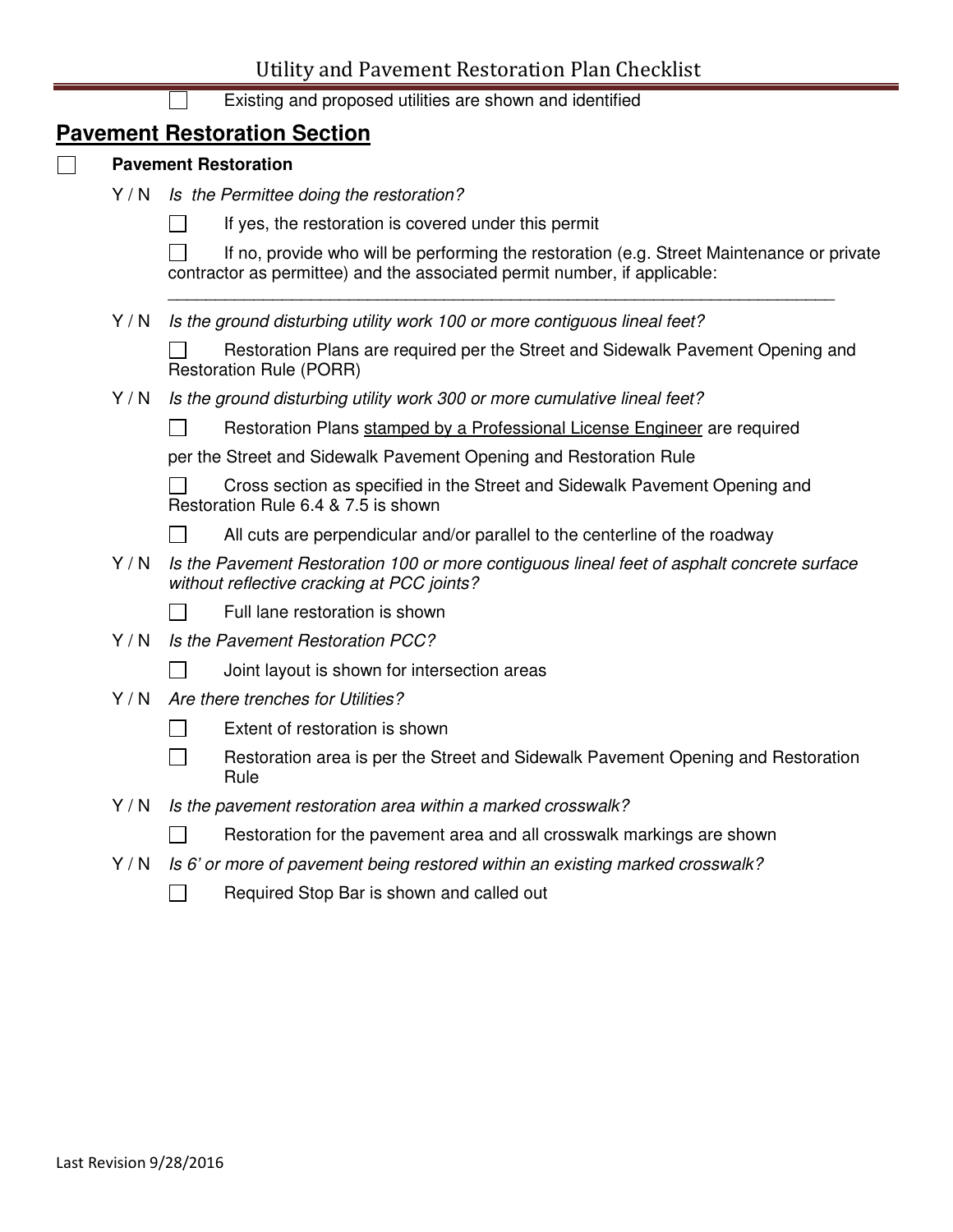☐ Existing and proposed utilities are shown and identified

## Pavement Restoration Section

☐ **Pavement Restoration**

Y / N *Is the Permittee doing the restoration?*

- ☐ If yes, the restoration is covered under this permit
- ☐ If no, provide who will be performing the restoration (e.g. Street Maintenance or private contractor as permittee) and the associated permit number, if applicable: \_\_\_\_\_\_\_\_\_\_\_\_\_\_\_\_\_\_\_\_\_\_\_\_\_\_\_\_\_\_\_\_\_\_\_\_\_\_\_\_\_\_\_\_\_\_\_\_\_\_\_\_\_\_\_\_\_\_\_\_\_\_\_\_\_\_\_\_\_\_\_\_

Y / N *Is the ground disturbing utility work 100 or more contiguous lineal feet?*

- ☐ Restoration Plans are required per the Street and Sidewalk Pavement Opening and Restoration Rule (PORR)

Y / N *Is the ground disturbing utility work 300 or more cumulative lineal feet?*

- ☐ Restoration Plans <u>stamped by a Professional License Engineer</u> are required per the Street and Sidewalk Pavement Opening and Restoration Rule
- ☐ Cross section as specified in the Street and Sidewalk Pavement Opening and Restoration Rule 6.4 & 7.5 is shown
- ☐ All cuts are perpendicular and/or parallel to the centerline of the roadway

Y / N *Is the Pavement Restoration 100 or more contiguous lineal feet of asphalt concrete surface without reflective cracking at PCC joints?*

- ☐ Full lane restoration is shown

Y / N *Is the Pavement Restoration PCC?*

- ☐ Joint layout is shown for intersection areas

Y / N *Are there trenches for Utilities?*

- ☐ Extent of restoration is shown
- ☐ Restoration area is per the Street and Sidewalk Pavement Opening and Restoration Rule

Y / N *Is the pavement restoration area within a marked crosswalk?*

- ☐ Restoration for the pavement area and all crosswalk markings are shown

Y / N *Is 6' or more of pavement being restored within an existing marked crosswalk?*

- ☐ Required Stop Bar is shown and called out

Last Revision 9/28/2016